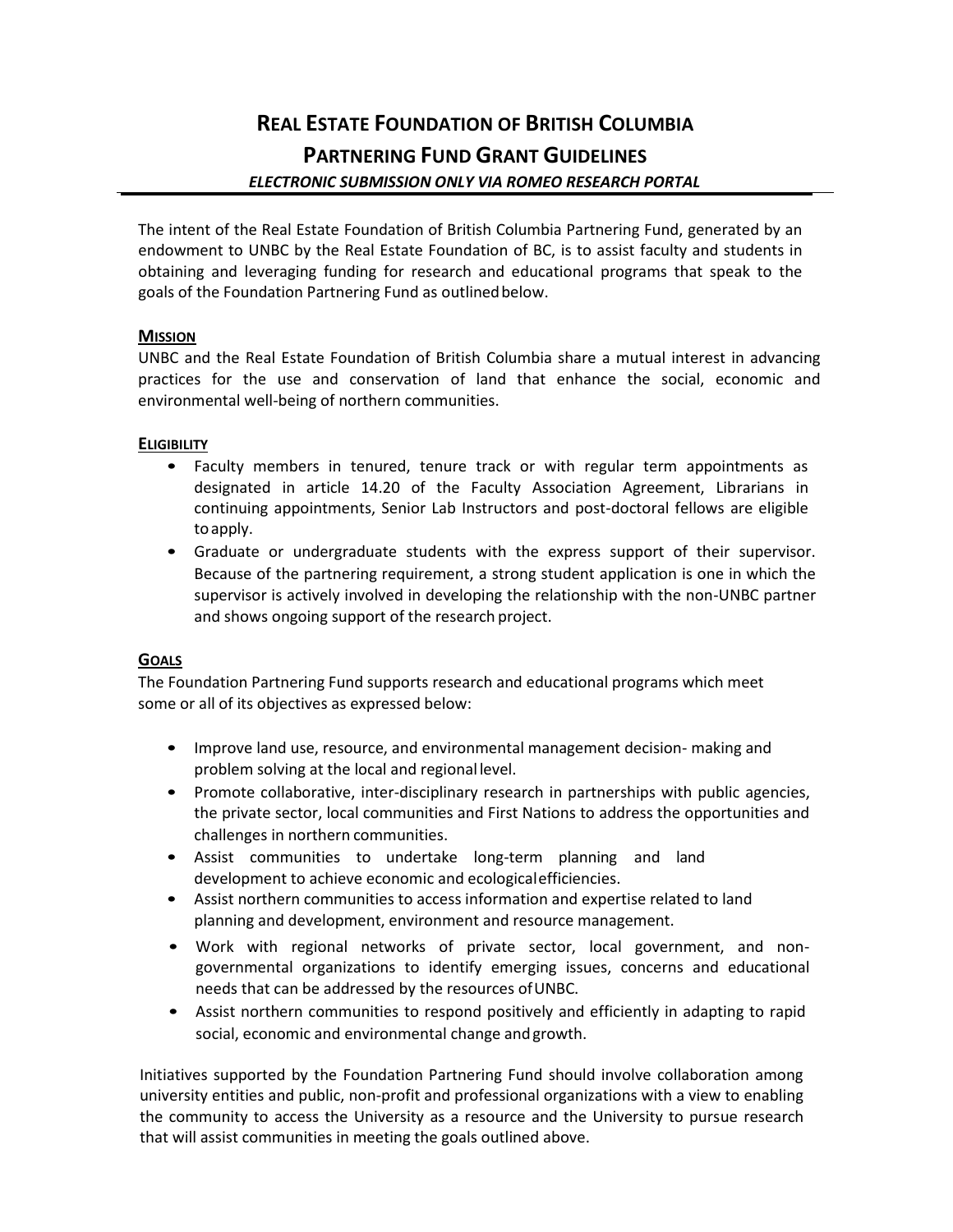# REAL ESTATE FOUNDATION OF BRITISH COLUMBIA

## PARTNERING FUND GRANT GUIDELINES

***ELECTRONIC SUBMISSION ONLY VIA ROMEO RESEARCH PORTAL***

The intent of the Real Estate Foundation of British Columbia Partnering Fund, generated by an endowment to UNBC by the Real Estate Foundation of BC, is to assist faculty and students in obtaining and leveraging funding for research and educational programs that speak to the goals of the Foundation Partnering Fund as outlined below.

### MISSION

UNBC and the Real Estate Foundation of British Columbia share a mutual interest in advancing practices for the use and conservation of land that enhance the social, economic and environmental well-being of northern communities.

### ELIGIBILITY

- Faculty members in tenured, tenure track or with regular term appointments as designated in article 14.20 of the Faculty Association Agreement, Librarians in continuing appointments, Senior Lab Instructors and post-doctoral fellows are eligible to apply.
- Graduate or undergraduate students with the express support of their supervisor. Because of the partnering requirement, a strong student application is one in which the supervisor is actively involved in developing the relationship with the non-UNBC partner and shows ongoing support of the research project.

### GOALS

The Foundation Partnering Fund supports research and educational programs which meet some or all of its objectives as expressed below:

- Improve land use, resource, and environmental management decision- making and problem solving at the local and regional level.
- Promote collaborative, inter-disciplinary research in partnerships with public agencies, the private sector, local communities and First Nations to address the opportunities and challenges in northern communities.
- Assist communities to undertake long-term planning and land development to achieve economic and ecological efficiencies.
- Assist northern communities to access information and expertise related to land planning and development, environment and resource management.
- Work with regional networks of private sector, local government, and non-governmental organizations to identify emerging issues, concerns and educational needs that can be addressed by the resources of UNBC.
- Assist northern communities to respond positively and efficiently in adapting to rapid social, economic and environmental change and growth.

Initiatives supported by the Foundation Partnering Fund should involve collaboration among university entities and public, non-profit and professional organizations with a view to enabling the community to access the University as a resource and the University to pursue research that will assist communities in meeting the goals outlined above.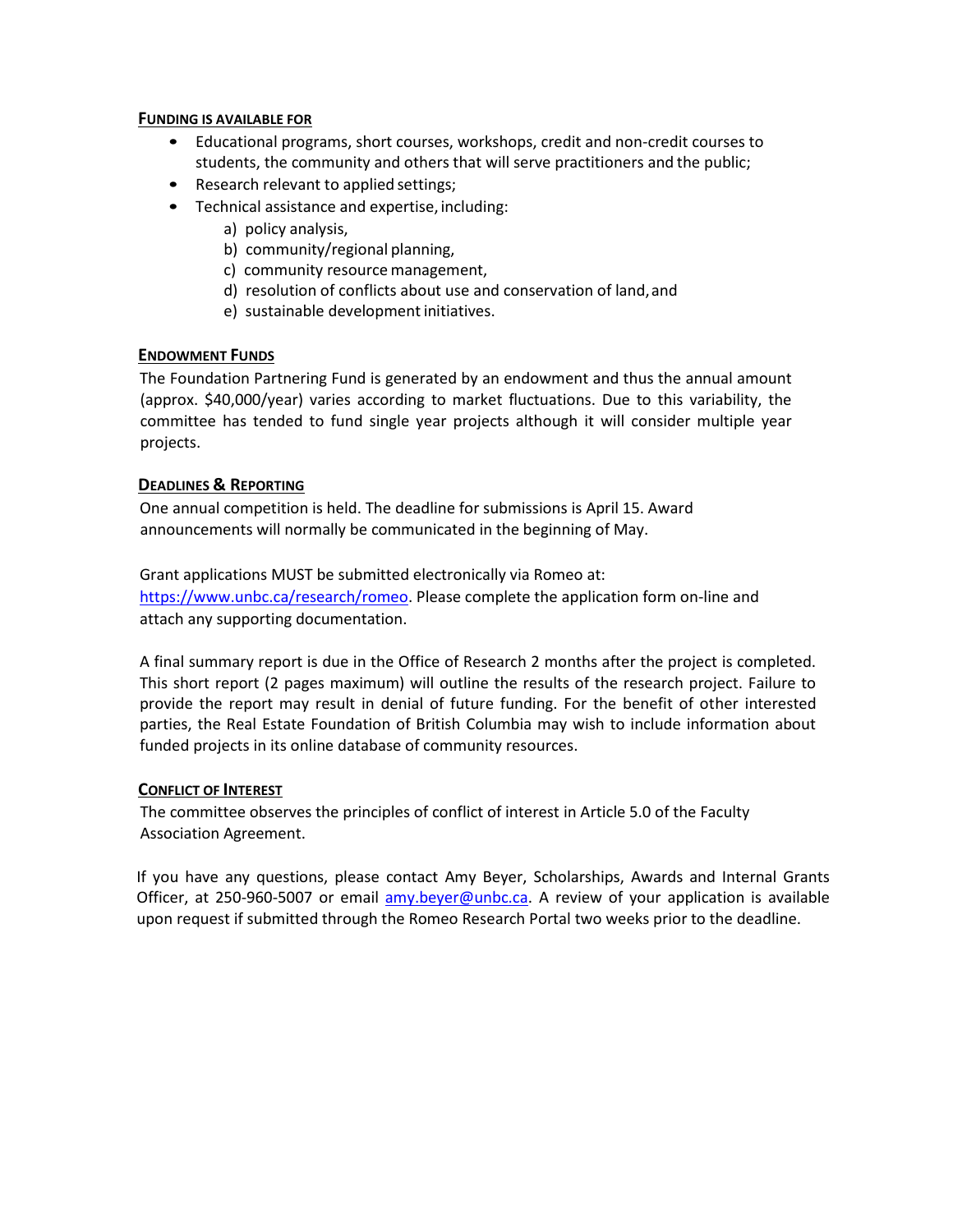## Funding is available for

- Educational programs, short courses, workshops, credit and non-credit courses to students, the community and others that will serve practitioners and the public;
- Research relevant to applied settings;
- Technical assistance and expertise, including:
    a) policy analysis,
    b) community/regional planning,
    c) community resource management,
    d) resolution of conflicts about use and conservation of land, and
    e) sustainable development initiatives.

## Endowment Funds

The Foundation Partnering Fund is generated by an endowment and thus the annual amount (approx. $40,000/year) varies according to market fluctuations. Due to this variability, the committee has tended to fund single year projects although it will consider multiple year projects.

## Deadlines & Reporting

One annual competition is held. The deadline for submissions is April 15. Award announcements will normally be communicated in the beginning of May.

Grant applications MUST be submitted electronically via Romeo at: https://www.unbc.ca/research/romeo. Please complete the application form on-line and attach any supporting documentation.

A final summary report is due in the Office of Research 2 months after the project is completed. This short report (2 pages maximum) will outline the results of the research project. Failure to provide the report may result in denial of future funding. For the benefit of other interested parties, the Real Estate Foundation of British Columbia may wish to include information about funded projects in its online database of community resources.

## Conflict of Interest

The committee observes the principles of conflict of interest in Article 5.0 of the Faculty Association Agreement.

If you have any questions, please contact Amy Beyer, Scholarships, Awards and Internal Grants Officer, at 250-960-5007 or email amy.beyer@unbc.ca. A review of your application is available upon request if submitted through the Romeo Research Portal two weeks prior to the deadline.